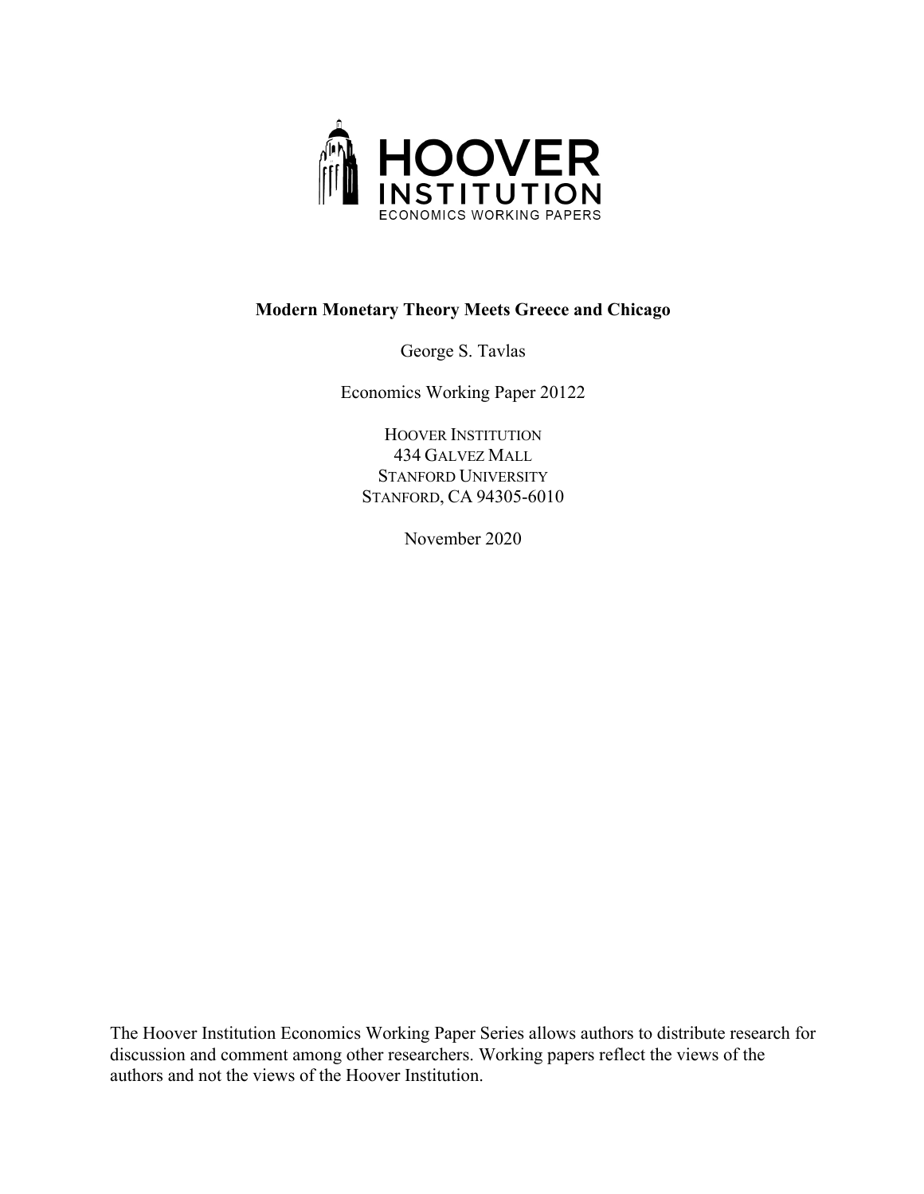HOOVER INSTITUTION

ECONOMICS WORKING PAPERS

**Modern Monetary Theory Meets Greece and Chicago**

George S. Tavlas

Economics Working Paper 20122

HOOVER INSTITUTION
434 GALVEZ MALL
STANFORD UNIVERSITY
STANFORD, CA 94305-6010

November 2020

The Hoover Institution Economics Working Paper Series allows authors to distribute research for discussion and comment among other researchers. Working papers reflect the views of the authors and not the views of the Hoover Institution.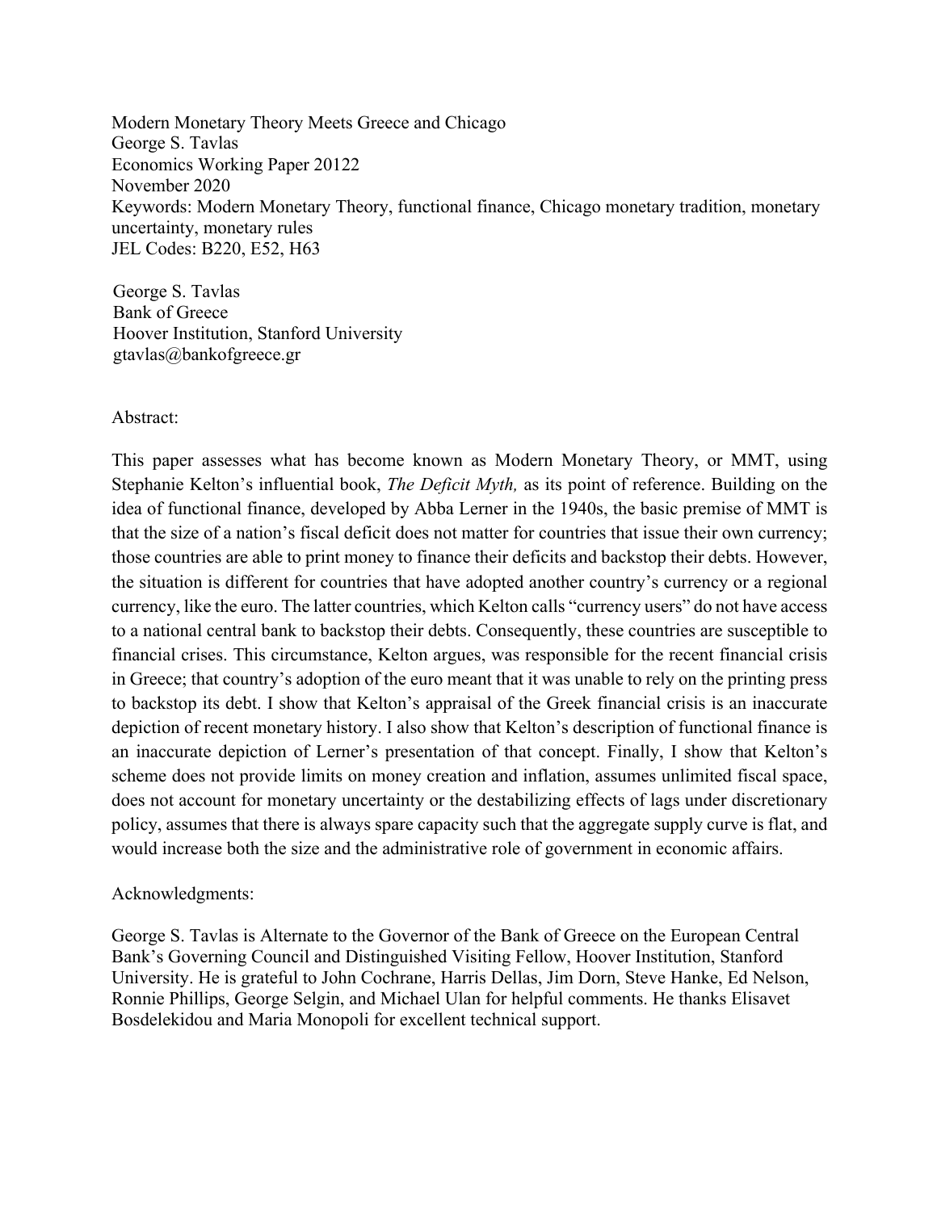Modern Monetary Theory Meets Greece and Chicago
George S. Tavlas
Economics Working Paper 20122
November 2020
Keywords: Modern Monetary Theory, functional finance, Chicago monetary tradition, monetary uncertainty, monetary rules
JEL Codes: B220, E52, H63

George S. Tavlas
Bank of Greece
Hoover Institution, Stanford University
gtavlas@bankofgreece.gr

Abstract:

This paper assesses what has become known as Modern Monetary Theory, or MMT, using Stephanie Kelton's influential book, *The Deficit Myth,* as its point of reference. Building on the idea of functional finance, developed by Abba Lerner in the 1940s, the basic premise of MMT is that the size of a nation's fiscal deficit does not matter for countries that issue their own currency; those countries are able to print money to finance their deficits and backstop their debts. However, the situation is different for countries that have adopted another country's currency or a regional currency, like the euro. The latter countries, which Kelton calls "currency users" do not have access to a national central bank to backstop their debts. Consequently, these countries are susceptible to financial crises. This circumstance, Kelton argues, was responsible for the recent financial crisis in Greece; that country's adoption of the euro meant that it was unable to rely on the printing press to backstop its debt. I show that Kelton's appraisal of the Greek financial crisis is an inaccurate depiction of recent monetary history. I also show that Kelton's description of functional finance is an inaccurate depiction of Lerner's presentation of that concept. Finally, I show that Kelton's scheme does not provide limits on money creation and inflation, assumes unlimited fiscal space, does not account for monetary uncertainty or the destabilizing effects of lags under discretionary policy, assumes that there is always spare capacity such that the aggregate supply curve is flat, and would increase both the size and the administrative role of government in economic affairs.

Acknowledgments:

George S. Tavlas is Alternate to the Governor of the Bank of Greece on the European Central Bank's Governing Council and Distinguished Visiting Fellow, Hoover Institution, Stanford University. He is grateful to John Cochrane, Harris Dellas, Jim Dorn, Steve Hanke, Ed Nelson, Ronnie Phillips, George Selgin, and Michael Ulan for helpful comments. He thanks Elisavet Bosdelekidou and Maria Monopoli for excellent technical support.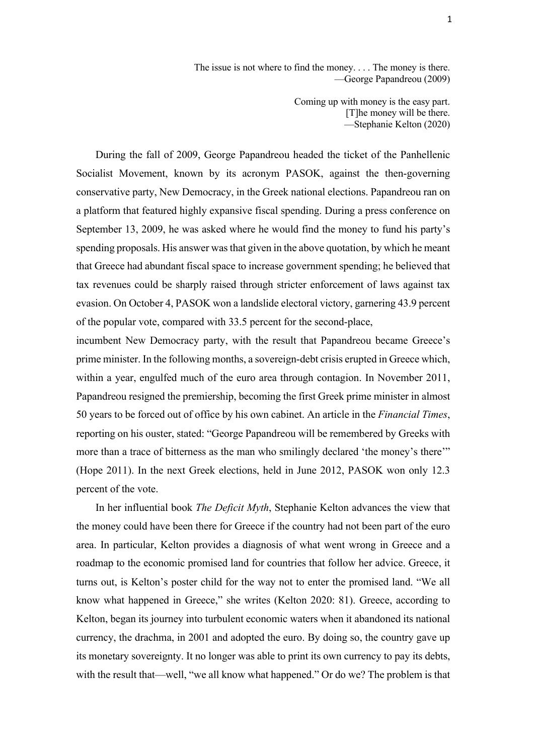> The issue is not where to find the money. . . . The money is there.
> —George Papandreou (2009)

> Coming up with money is the easy part.
> [T]he money will be there.
> —Stephanie Kelton (2020)

During the fall of 2009, George Papandreou headed the ticket of the Panhellenic Socialist Movement, known by its acronym PASOK, against the then-governing conservative party, New Democracy, in the Greek national elections. Papandreou ran on a platform that featured highly expansive fiscal spending. During a press conference on September 13, 2009, he was asked where he would find the money to fund his party's spending proposals. His answer was that given in the above quotation, by which he meant that Greece had abundant fiscal space to increase government spending; he believed that tax revenues could be sharply raised through stricter enforcement of laws against tax evasion. On October 4, PASOK won a landslide electoral victory, garnering 43.9 percent of the popular vote, compared with 33.5 percent for the second-place, incumbent New Democracy party, with the result that Papandreou became Greece's prime minister. In the following months, a sovereign-debt crisis erupted in Greece which, within a year, engulfed much of the euro area through contagion. In November 2011, Papandreou resigned the premiership, becoming the first Greek prime minister in almost 50 years to be forced out of office by his own cabinet. An article in the *Financial Times*, reporting on his ouster, stated: "George Papandreou will be remembered by Greeks with more than a trace of bitterness as the man who smilingly declared 'the money's there'" (Hope 2011). In the next Greek elections, held in June 2012, PASOK won only 12.3 percent of the vote.

In her influential book *The Deficit Myth*, Stephanie Kelton advances the view that the money could have been there for Greece if the country had not been part of the euro area. In particular, Kelton provides a diagnosis of what went wrong in Greece and a roadmap to the economic promised land for countries that follow her advice. Greece, it turns out, is Kelton's poster child for the way not to enter the promised land. "We all know what happened in Greece," she writes (Kelton 2020: 81). Greece, according to Kelton, began its journey into turbulent economic waters when it abandoned its national currency, the drachma, in 2001 and adopted the euro. By doing so, the country gave up its monetary sovereignty. It no longer was able to print its own currency to pay its debts, with the result that—well, "we all know what happened." Or do we? The problem is that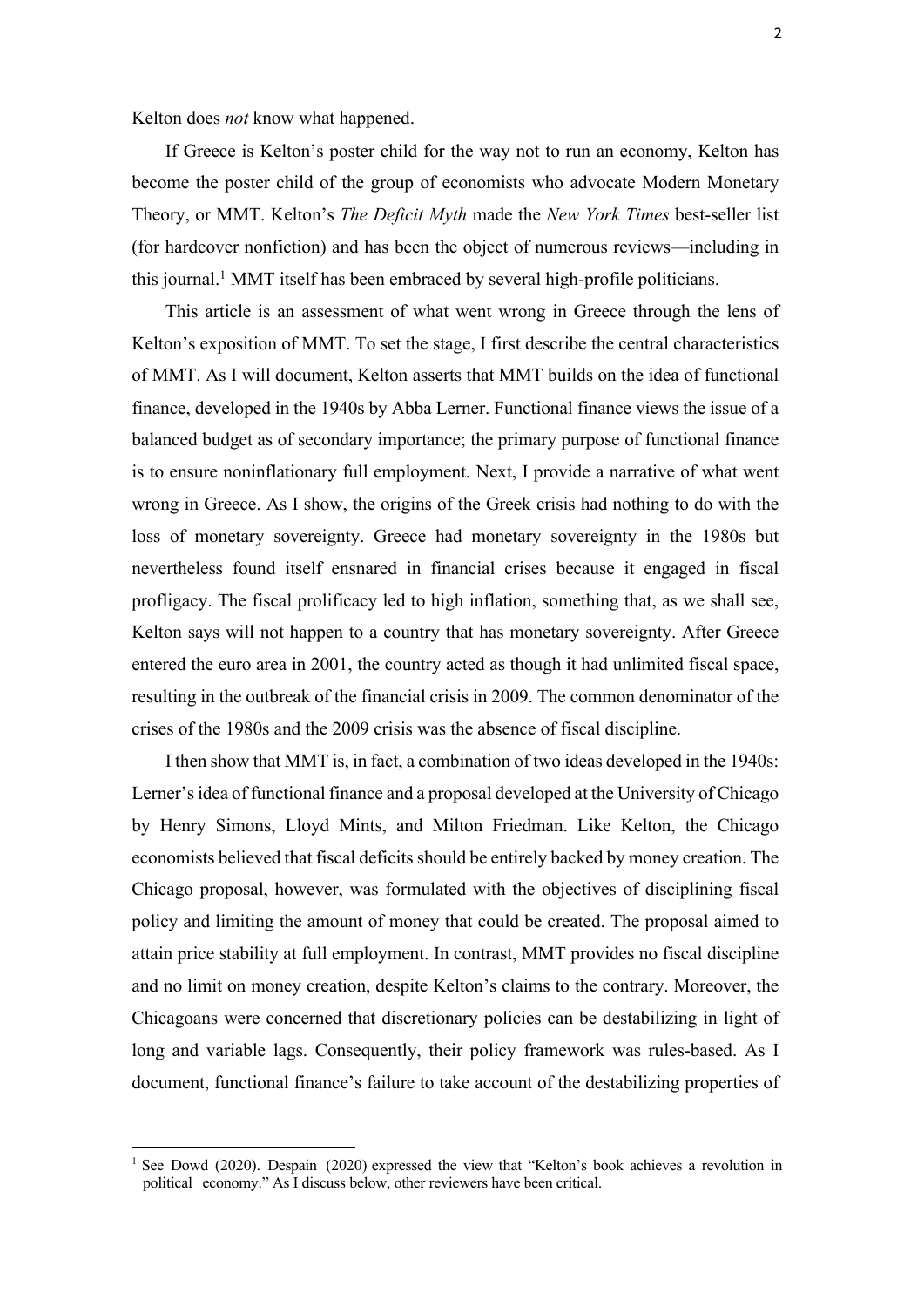Kelton does *not* know what happened.

If Greece is Kelton's poster child for the way not to run an economy, Kelton has become the poster child of the group of economists who advocate Modern Monetary Theory, or MMT. Kelton's *The Deficit Myth* made the *New York Times* best-seller list (for hardcover nonfiction) and has been the object of numerous reviews—including in this journal.[1] MMT itself has been embraced by several high-profile politicians.

This article is an assessment of what went wrong in Greece through the lens of Kelton's exposition of MMT. To set the stage, I first describe the central characteristics of MMT. As I will document, Kelton asserts that MMT builds on the idea of functional finance, developed in the 1940s by Abba Lerner. Functional finance views the issue of a balanced budget as of secondary importance; the primary purpose of functional finance is to ensure noninflationary full employment. Next, I provide a narrative of what went wrong in Greece. As I show, the origins of the Greek crisis had nothing to do with the loss of monetary sovereignty. Greece had monetary sovereignty in the 1980s but nevertheless found itself ensnared in financial crises because it engaged in fiscal profligacy. The fiscal prolificacy led to high inflation, something that, as we shall see, Kelton says will not happen to a country that has monetary sovereignty. After Greece entered the euro area in 2001, the country acted as though it had unlimited fiscal space, resulting in the outbreak of the financial crisis in 2009. The common denominator of the crises of the 1980s and the 2009 crisis was the absence of fiscal discipline.

I then show that MMT is, in fact, a combination of two ideas developed in the 1940s: Lerner's idea of functional finance and a proposal developed at the University of Chicago by Henry Simons, Lloyd Mints, and Milton Friedman. Like Kelton, the Chicago economists believed that fiscal deficits should be entirely backed by money creation. The Chicago proposal, however, was formulated with the objectives of disciplining fiscal policy and limiting the amount of money that could be created. The proposal aimed to attain price stability at full employment. In contrast, MMT provides no fiscal discipline and no limit on money creation, despite Kelton's claims to the contrary. Moreover, the Chicagoans were concerned that discretionary policies can be destabilizing in light of long and variable lags. Consequently, their policy framework was rules-based. As I document, functional finance's failure to take account of the destabilizing properties of

[1] See Dowd (2020). Despain (2020) expressed the view that "Kelton's book achieves a revolution in political economy." As I discuss below, other reviewers have been critical.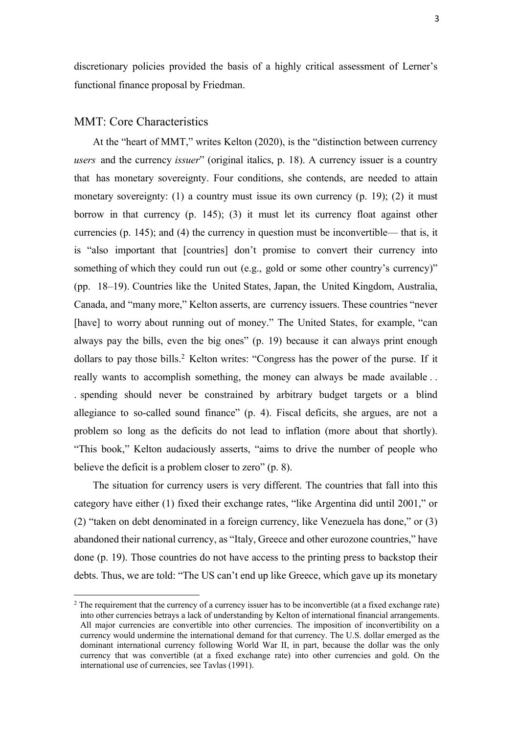discretionary policies provided the basis of a highly critical assessment of Lerner's functional finance proposal by Friedman.

## MMT: Core Characteristics

At the "heart of MMT," writes Kelton (2020), is the "distinction between currency *users* and the currency *issuer*" (original italics, p. 18). A currency issuer is a country that has monetary sovereignty. Four conditions, she contends, are needed to attain monetary sovereignty: (1) a country must issue its own currency (p. 19); (2) it must borrow in that currency (p. 145); (3) it must let its currency float against other currencies (p. 145); and (4) the currency in question must be inconvertible— that is, it is "also important that [countries] don't promise to convert their currency into something of which they could run out (e.g., gold or some other country's currency)" (pp. 18–19). Countries like the United States, Japan, the United Kingdom, Australia, Canada, and "many more," Kelton asserts, are currency issuers. These countries "never [have] to worry about running out of money." The United States, for example, "can always pay the bills, even the big ones" (p. 19) because it can always print enough dollars to pay those bills.[2] Kelton writes: "Congress has the power of the purse. If it really wants to accomplish something, the money can always be made available . . . spending should never be constrained by arbitrary budget targets or a blind allegiance to so-called sound finance" (p. 4). Fiscal deficits, she argues, are not a problem so long as the deficits do not lead to inflation (more about that shortly). "This book," Kelton audaciously asserts, "aims to drive the number of people who believe the deficit is a problem closer to zero" (p. 8).

The situation for currency users is very different. The countries that fall into this category have either (1) fixed their exchange rates, "like Argentina did until 2001," or (2) "taken on debt denominated in a foreign currency, like Venezuela has done," or (3) abandoned their national currency, as "Italy, Greece and other eurozone countries," have done (p. 19). Those countries do not have access to the printing press to backstop their debts. Thus, we are told: "The US can't end up like Greece, which gave up its monetary

[2] The requirement that the currency of a currency issuer has to be inconvertible (at a fixed exchange rate) into other currencies betrays a lack of understanding by Kelton of international financial arrangements. All major currencies are convertible into other currencies. The imposition of inconvertibility on a currency would undermine the international demand for that currency. The U.S. dollar emerged as the dominant international currency following World War II, in part, because the dollar was the only currency that was convertible (at a fixed exchange rate) into other currencies and gold. On the international use of currencies, see Tavlas (1991).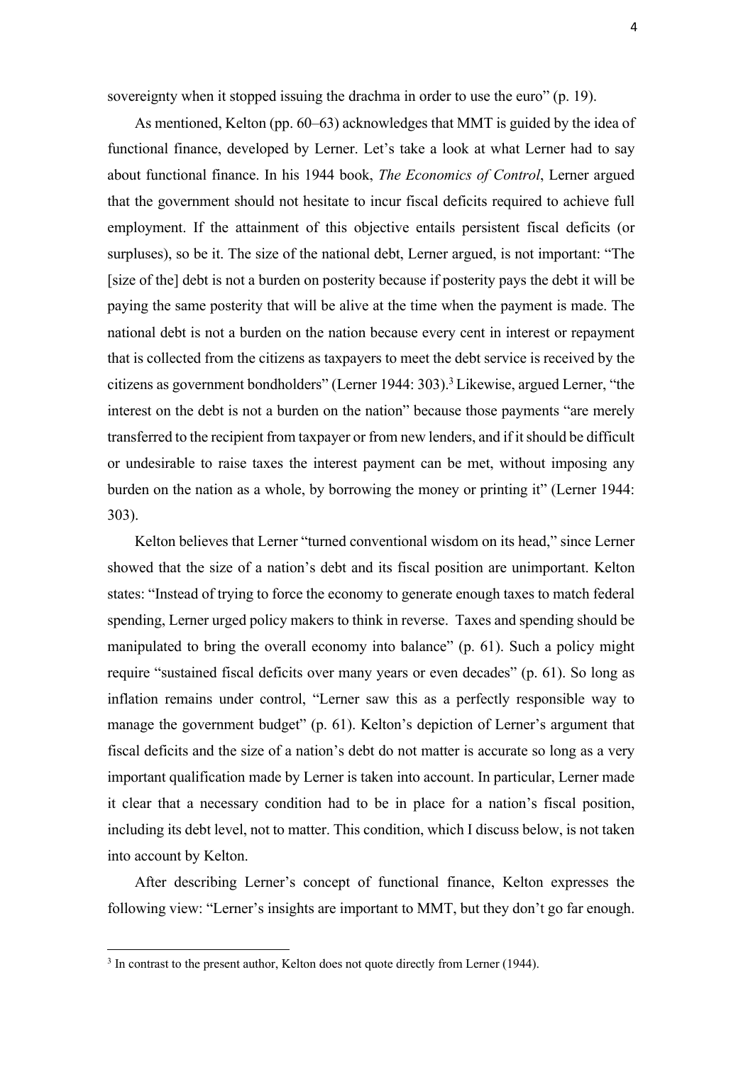sovereignty when it stopped issuing the drachma in order to use the euro" (p. 19).

As mentioned, Kelton (pp. 60–63) acknowledges that MMT is guided by the idea of functional finance, developed by Lerner. Let's take a look at what Lerner had to say about functional finance. In his 1944 book, *The Economics of Control*, Lerner argued that the government should not hesitate to incur fiscal deficits required to achieve full employment. If the attainment of this objective entails persistent fiscal deficits (or surpluses), so be it. The size of the national debt, Lerner argued, is not important: "The [size of the] debt is not a burden on posterity because if posterity pays the debt it will be paying the same posterity that will be alive at the time when the payment is made. The national debt is not a burden on the nation because every cent in interest or repayment that is collected from the citizens as taxpayers to meet the debt service is received by the citizens as government bondholders" (Lerner 1944: 303).[3] Likewise, argued Lerner, "the interest on the debt is not a burden on the nation" because those payments "are merely transferred to the recipient from taxpayer or from new lenders, and if it should be difficult or undesirable to raise taxes the interest payment can be met, without imposing any burden on the nation as a whole, by borrowing the money or printing it" (Lerner 1944: 303).

Kelton believes that Lerner "turned conventional wisdom on its head," since Lerner showed that the size of a nation's debt and its fiscal position are unimportant. Kelton states: "Instead of trying to force the economy to generate enough taxes to match federal spending, Lerner urged policy makers to think in reverse. Taxes and spending should be manipulated to bring the overall economy into balance" (p. 61). Such a policy might require "sustained fiscal deficits over many years or even decades" (p. 61). So long as inflation remains under control, "Lerner saw this as a perfectly responsible way to manage the government budget" (p. 61). Kelton's depiction of Lerner's argument that fiscal deficits and the size of a nation's debt do not matter is accurate so long as a very important qualification made by Lerner is taken into account. In particular, Lerner made it clear that a necessary condition had to be in place for a nation's fiscal position, including its debt level, not to matter. This condition, which I discuss below, is not taken into account by Kelton.

After describing Lerner's concept of functional finance, Kelton expresses the following view: "Lerner's insights are important to MMT, but they don't go far enough.

---

[3] In contrast to the present author, Kelton does not quote directly from Lerner (1944).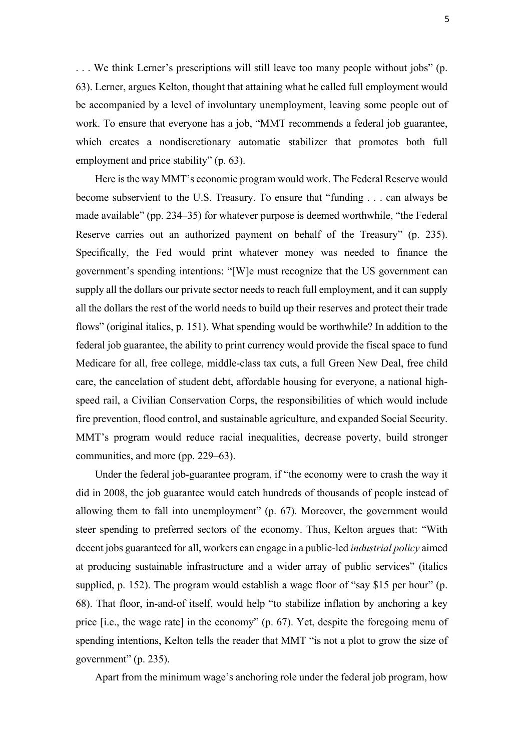. . . We think Lerner's prescriptions will still leave too many people without jobs" (p. 63). Lerner, argues Kelton, thought that attaining what he called full employment would be accompanied by a level of involuntary unemployment, leaving some people out of work. To ensure that everyone has a job, "MMT recommends a federal job guarantee, which creates a nondiscretionary automatic stabilizer that promotes both full employment and price stability" (p. 63).

Here is the way MMT's economic program would work. The Federal Reserve would become subservient to the U.S. Treasury. To ensure that "funding . . . can always be made available" (pp. 234–35) for whatever purpose is deemed worthwhile, "the Federal Reserve carries out an authorized payment on behalf of the Treasury" (p. 235). Specifically, the Fed would print whatever money was needed to finance the government's spending intentions: "[W]e must recognize that the US government can supply all the dollars our private sector needs to reach full employment, and it can supply all the dollars the rest of the world needs to build up their reserves and protect their trade flows" (original italics, p. 151). What spending would be worthwhile? In addition to the federal job guarantee, the ability to print currency would provide the fiscal space to fund Medicare for all, free college, middle-class tax cuts, a full Green New Deal, free child care, the cancelation of student debt, affordable housing for everyone, a national high-speed rail, a Civilian Conservation Corps, the responsibilities of which would include fire prevention, flood control, and sustainable agriculture, and expanded Social Security. MMT's program would reduce racial inequalities, decrease poverty, build stronger communities, and more (pp. 229–63).

Under the federal job-guarantee program, if "the economy were to crash the way it did in 2008, the job guarantee would catch hundreds of thousands of people instead of allowing them to fall into unemployment" (p. 67). Moreover, the government would steer spending to preferred sectors of the economy. Thus, Kelton argues that: "With decent jobs guaranteed for all, workers can engage in a public-led *industrial policy* aimed at producing sustainable infrastructure and a wider array of public services" (italics supplied, p. 152). The program would establish a wage floor of "say $15 per hour" (p. 68). That floor, in-and-of itself, would help "to stabilize inflation by anchoring a key price [i.e., the wage rate] in the economy" (p. 67). Yet, despite the foregoing menu of spending intentions, Kelton tells the reader that MMT "is not a plot to grow the size of government" (p. 235).

Apart from the minimum wage's anchoring role under the federal job program, how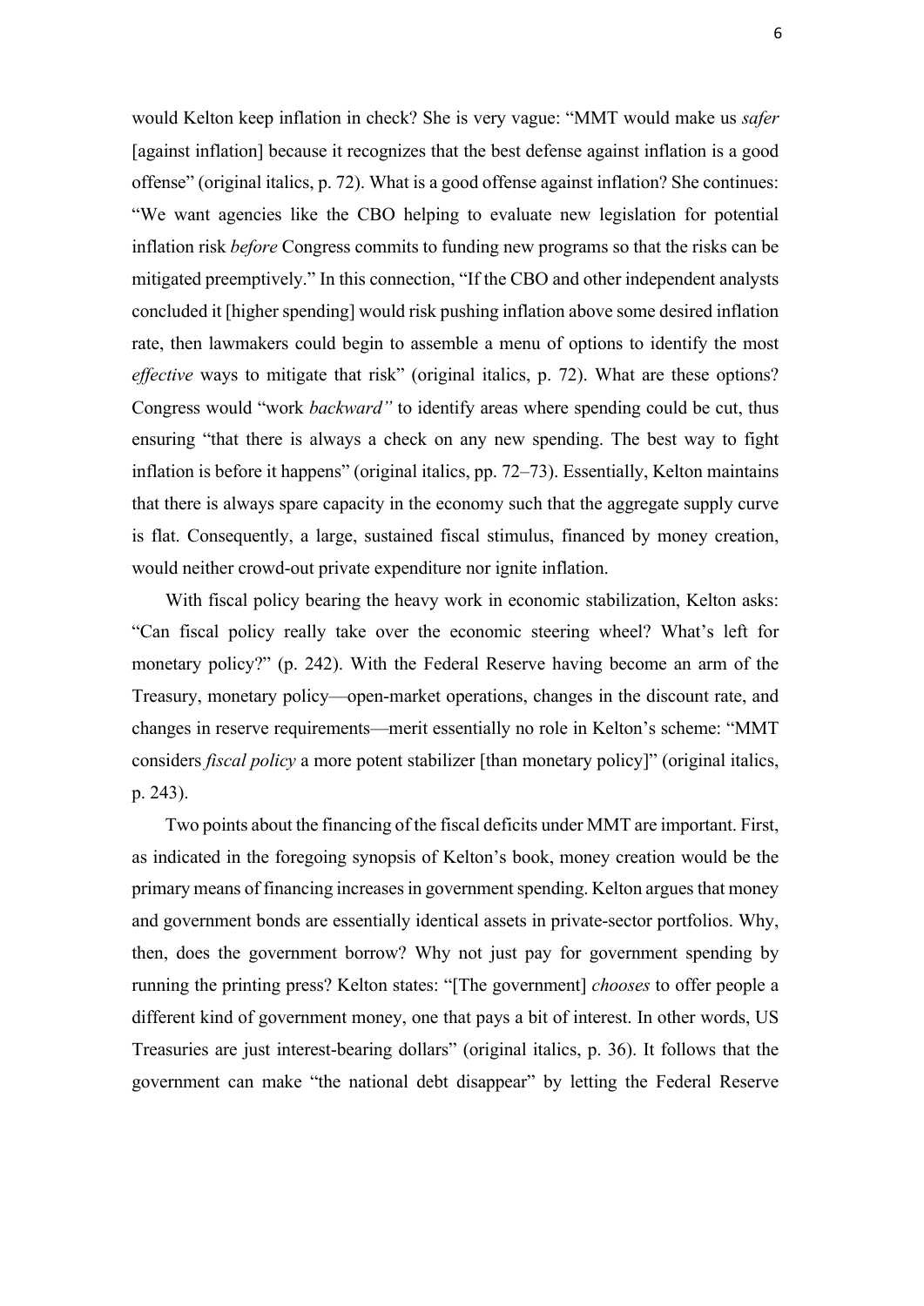would Kelton keep inflation in check? She is very vague: "MMT would make us *safer* [against inflation] because it recognizes that the best defense against inflation is a good offense" (original italics, p. 72). What is a good offense against inflation? She continues: "We want agencies like the CBO helping to evaluate new legislation for potential inflation risk *before* Congress commits to funding new programs so that the risks can be mitigated preemptively." In this connection, "If the CBO and other independent analysts concluded it [higher spending] would risk pushing inflation above some desired inflation rate, then lawmakers could begin to assemble a menu of options to identify the most *effective* ways to mitigate that risk" (original italics, p. 72). What are these options? Congress would "work *backward"* to identify areas where spending could be cut, thus ensuring "that there is always a check on any new spending. The best way to fight inflation is before it happens" (original italics, pp. 72–73). Essentially, Kelton maintains that there is always spare capacity in the economy such that the aggregate supply curve is flat. Consequently, a large, sustained fiscal stimulus, financed by money creation, would neither crowd-out private expenditure nor ignite inflation.

With fiscal policy bearing the heavy work in economic stabilization, Kelton asks: "Can fiscal policy really take over the economic steering wheel? What's left for monetary policy?" (p. 242). With the Federal Reserve having become an arm of the Treasury, monetary policy—open-market operations, changes in the discount rate, and changes in reserve requirements—merit essentially no role in Kelton's scheme: "MMT considers *fiscal policy* a more potent stabilizer [than monetary policy]" (original italics, p. 243).

Two points about the financing of the fiscal deficits under MMT are important. First, as indicated in the foregoing synopsis of Kelton's book, money creation would be the primary means of financing increases in government spending. Kelton argues that money and government bonds are essentially identical assets in private-sector portfolios. Why, then, does the government borrow? Why not just pay for government spending by running the printing press? Kelton states: "[The government] *chooses* to offer people a different kind of government money, one that pays a bit of interest. In other words, US Treasuries are just interest-bearing dollars" (original italics, p. 36). It follows that the government can make "the national debt disappear" by letting the Federal Reserve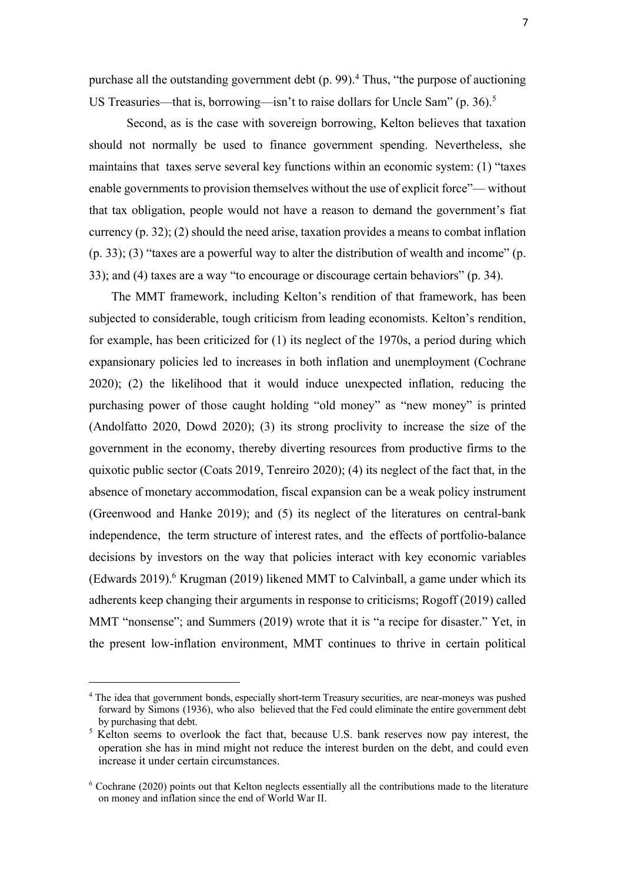purchase all the outstanding government debt (p. 99).[4] Thus, "the purpose of auctioning US Treasuries—that is, borrowing—isn't to raise dollars for Uncle Sam" (p. 36).[5]

Second, as is the case with sovereign borrowing, Kelton believes that taxation should not normally be used to finance government spending. Nevertheless, she maintains that taxes serve several key functions within an economic system: (1) "taxes enable governments to provision themselves without the use of explicit force"— without that tax obligation, people would not have a reason to demand the government's fiat currency (p. 32); (2) should the need arise, taxation provides a means to combat inflation (p. 33); (3) "taxes are a powerful way to alter the distribution of wealth and income" (p. 33); and (4) taxes are a way "to encourage or discourage certain behaviors" (p. 34).

The MMT framework, including Kelton's rendition of that framework, has been subjected to considerable, tough criticism from leading economists. Kelton's rendition, for example, has been criticized for (1) its neglect of the 1970s, a period during which expansionary policies led to increases in both inflation and unemployment (Cochrane 2020); (2) the likelihood that it would induce unexpected inflation, reducing the purchasing power of those caught holding "old money" as "new money" is printed (Andolfatto 2020, Dowd 2020); (3) its strong proclivity to increase the size of the government in the economy, thereby diverting resources from productive firms to the quixotic public sector (Coats 2019, Tenreiro 2020); (4) its neglect of the fact that, in the absence of monetary accommodation, fiscal expansion can be a weak policy instrument (Greenwood and Hanke 2019); and (5) its neglect of the literatures on central-bank independence, the term structure of interest rates, and the effects of portfolio-balance decisions by investors on the way that policies interact with key economic variables (Edwards 2019).[6] Krugman (2019) likened MMT to Calvinball, a game under which its adherents keep changing their arguments in response to criticisms; Rogoff (2019) called MMT "nonsense"; and Summers (2019) wrote that it is "a recipe for disaster." Yet, in the present low-inflation environment, MMT continues to thrive in certain political

---

[4] The idea that government bonds, especially short-term Treasury securities, are near-moneys was pushed forward by Simons (1936), who also believed that the Fed could eliminate the entire government debt by purchasing that debt.

[5] Kelton seems to overlook the fact that, because U.S. bank reserves now pay interest, the operation she has in mind might not reduce the interest burden on the debt, and could even increase it under certain circumstances.

[6] Cochrane (2020) points out that Kelton neglects essentially all the contributions made to the literature on money and inflation since the end of World War II.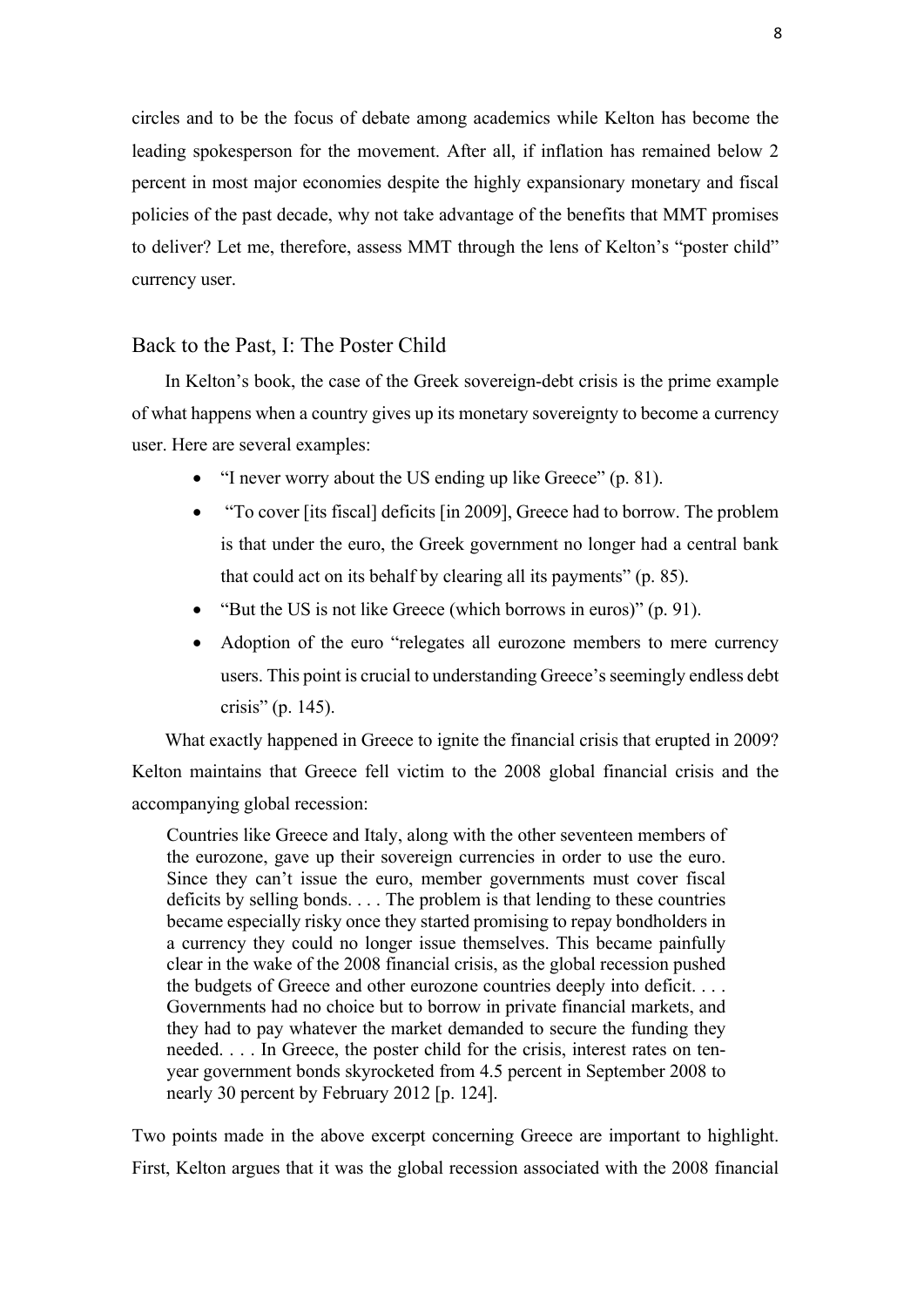circles and to be the focus of debate among academics while Kelton has become the leading spokesperson for the movement. After all, if inflation has remained below 2 percent in most major economies despite the highly expansionary monetary and fiscal policies of the past decade, why not take advantage of the benefits that MMT promises to deliver? Let me, therefore, assess MMT through the lens of Kelton's "poster child" currency user.

## Back to the Past, I: The Poster Child

In Kelton's book, the case of the Greek sovereign-debt crisis is the prime example of what happens when a country gives up its monetary sovereignty to become a currency user. Here are several examples:

- "I never worry about the US ending up like Greece" (p. 81).
- "To cover [its fiscal] deficits [in 2009], Greece had to borrow. The problem is that under the euro, the Greek government no longer had a central bank that could act on its behalf by clearing all its payments" (p. 85).
- "But the US is not like Greece (which borrows in euros)" (p. 91).
- Adoption of the euro "relegates all eurozone members to mere currency users. This point is crucial to understanding Greece's seemingly endless debt crisis" (p. 145).

What exactly happened in Greece to ignite the financial crisis that erupted in 2009? Kelton maintains that Greece fell victim to the 2008 global financial crisis and the accompanying global recession:

> Countries like Greece and Italy, along with the other seventeen members of the eurozone, gave up their sovereign currencies in order to use the euro. Since they can't issue the euro, member governments must cover fiscal deficits by selling bonds. . . . The problem is that lending to these countries became especially risky once they started promising to repay bondholders in a currency they could no longer issue themselves. This became painfully clear in the wake of the 2008 financial crisis, as the global recession pushed the budgets of Greece and other eurozone countries deeply into deficit. . . . Governments had no choice but to borrow in private financial markets, and they had to pay whatever the market demanded to secure the funding they needed. . . . In Greece, the poster child for the crisis, interest rates on ten-year government bonds skyrocketed from 4.5 percent in September 2008 to nearly 30 percent by February 2012 [p. 124].

Two points made in the above excerpt concerning Greece are important to highlight. First, Kelton argues that it was the global recession associated with the 2008 financial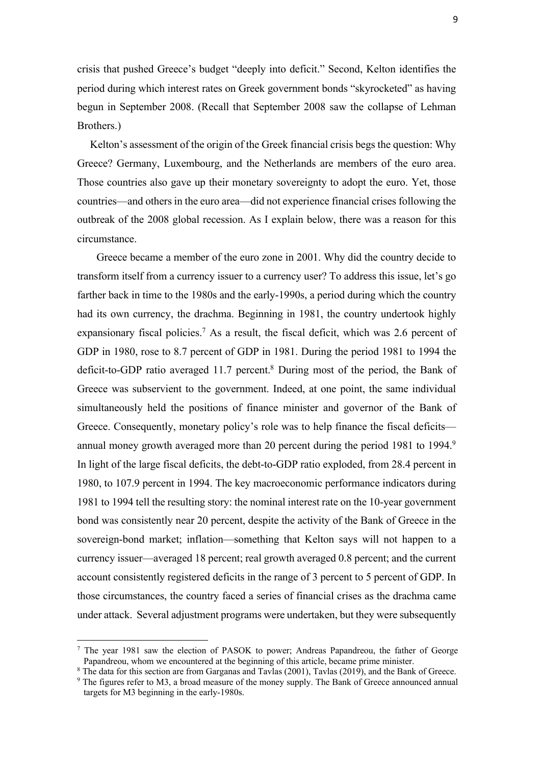crisis that pushed Greece's budget "deeply into deficit." Second, Kelton identifies the period during which interest rates on Greek government bonds "skyrocketed" as having begun in September 2008. (Recall that September 2008 saw the collapse of Lehman Brothers.)

Kelton's assessment of the origin of the Greek financial crisis begs the question: Why Greece? Germany, Luxembourg, and the Netherlands are members of the euro area. Those countries also gave up their monetary sovereignty to adopt the euro. Yet, those countries—and others in the euro area—did not experience financial crises following the outbreak of the 2008 global recession. As I explain below, there was a reason for this circumstance.

Greece became a member of the euro zone in 2001. Why did the country decide to transform itself from a currency issuer to a currency user? To address this issue, let's go farther back in time to the 1980s and the early-1990s, a period during which the country had its own currency, the drachma. Beginning in 1981, the country undertook highly expansionary fiscal policies.[7] As a result, the fiscal deficit, which was 2.6 percent of GDP in 1980, rose to 8.7 percent of GDP in 1981. During the period 1981 to 1994 the deficit-to-GDP ratio averaged 11.7 percent.[8] During most of the period, the Bank of Greece was subservient to the government. Indeed, at one point, the same individual simultaneously held the positions of finance minister and governor of the Bank of Greece. Consequently, monetary policy's role was to help finance the fiscal deficits—annual money growth averaged more than 20 percent during the period 1981 to 1994.[9] In light of the large fiscal deficits, the debt-to-GDP ratio exploded, from 28.4 percent in 1980, to 107.9 percent in 1994. The key macroeconomic performance indicators during 1981 to 1994 tell the resulting story: the nominal interest rate on the 10-year government bond was consistently near 20 percent, despite the activity of the Bank of Greece in the sovereign-bond market; inflation—something that Kelton says will not happen to a currency issuer—averaged 18 percent; real growth averaged 0.8 percent; and the current account consistently registered deficits in the range of 3 percent to 5 percent of GDP. In those circumstances, the country faced a series of financial crises as the drachma came under attack. Several adjustment programs were undertaken, but they were subsequently

[7] The year 1981 saw the election of PASOK to power; Andreas Papandreou, the father of George Papandreou, whom we encountered at the beginning of this article, became prime minister.

[8] The data for this section are from Garganas and Tavlas (2001), Tavlas (2019), and the Bank of Greece.

[9] The figures refer to M3, a broad measure of the money supply. The Bank of Greece announced annual targets for M3 beginning in the early-1980s.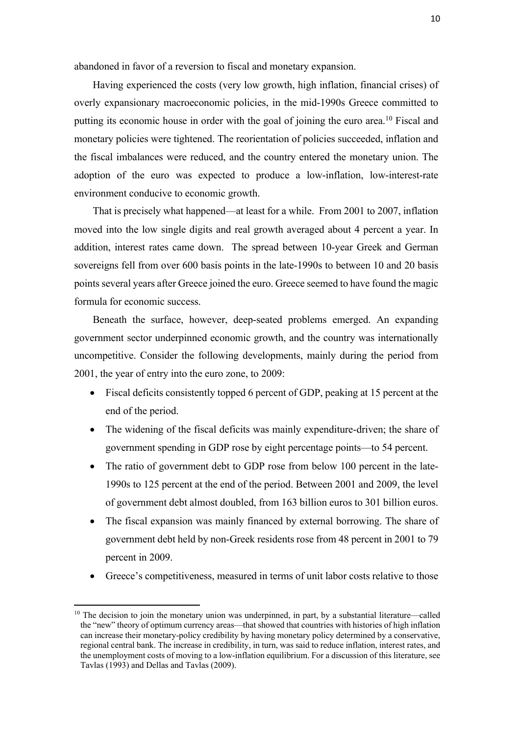abandoned in favor of a reversion to fiscal and monetary expansion.

Having experienced the costs (very low growth, high inflation, financial crises) of overly expansionary macroeconomic policies, in the mid-1990s Greece committed to putting its economic house in order with the goal of joining the euro area.[10] Fiscal and monetary policies were tightened. The reorientation of policies succeeded, inflation and the fiscal imbalances were reduced, and the country entered the monetary union. The adoption of the euro was expected to produce a low-inflation, low-interest-rate environment conducive to economic growth.

That is precisely what happened—at least for a while. From 2001 to 2007, inflation moved into the low single digits and real growth averaged about 4 percent a year. In addition, interest rates came down. The spread between 10-year Greek and German sovereigns fell from over 600 basis points in the late-1990s to between 10 and 20 basis points several years after Greece joined the euro. Greece seemed to have found the magic formula for economic success.

Beneath the surface, however, deep-seated problems emerged. An expanding government sector underpinned economic growth, and the country was internationally uncompetitive. Consider the following developments, mainly during the period from 2001, the year of entry into the euro zone, to 2009:

- Fiscal deficits consistently topped 6 percent of GDP, peaking at 15 percent at the end of the period.
- The widening of the fiscal deficits was mainly expenditure-driven; the share of government spending in GDP rose by eight percentage points—to 54 percent.
- The ratio of government debt to GDP rose from below 100 percent in the late-1990s to 125 percent at the end of the period. Between 2001 and 2009, the level of government debt almost doubled, from 163 billion euros to 301 billion euros.
- The fiscal expansion was mainly financed by external borrowing. The share of government debt held by non-Greek residents rose from 48 percent in 2001 to 79 percent in 2009.
- Greece's competitiveness, measured in terms of unit labor costs relative to those

[10] The decision to join the monetary union was underpinned, in part, by a substantial literature—called the "new" theory of optimum currency areas—that showed that countries with histories of high inflation can increase their monetary-policy credibility by having monetary policy determined by a conservative, regional central bank. The increase in credibility, in turn, was said to reduce inflation, interest rates, and the unemployment costs of moving to a low-inflation equilibrium. For a discussion of this literature, see Tavlas (1993) and Dellas and Tavlas (2009).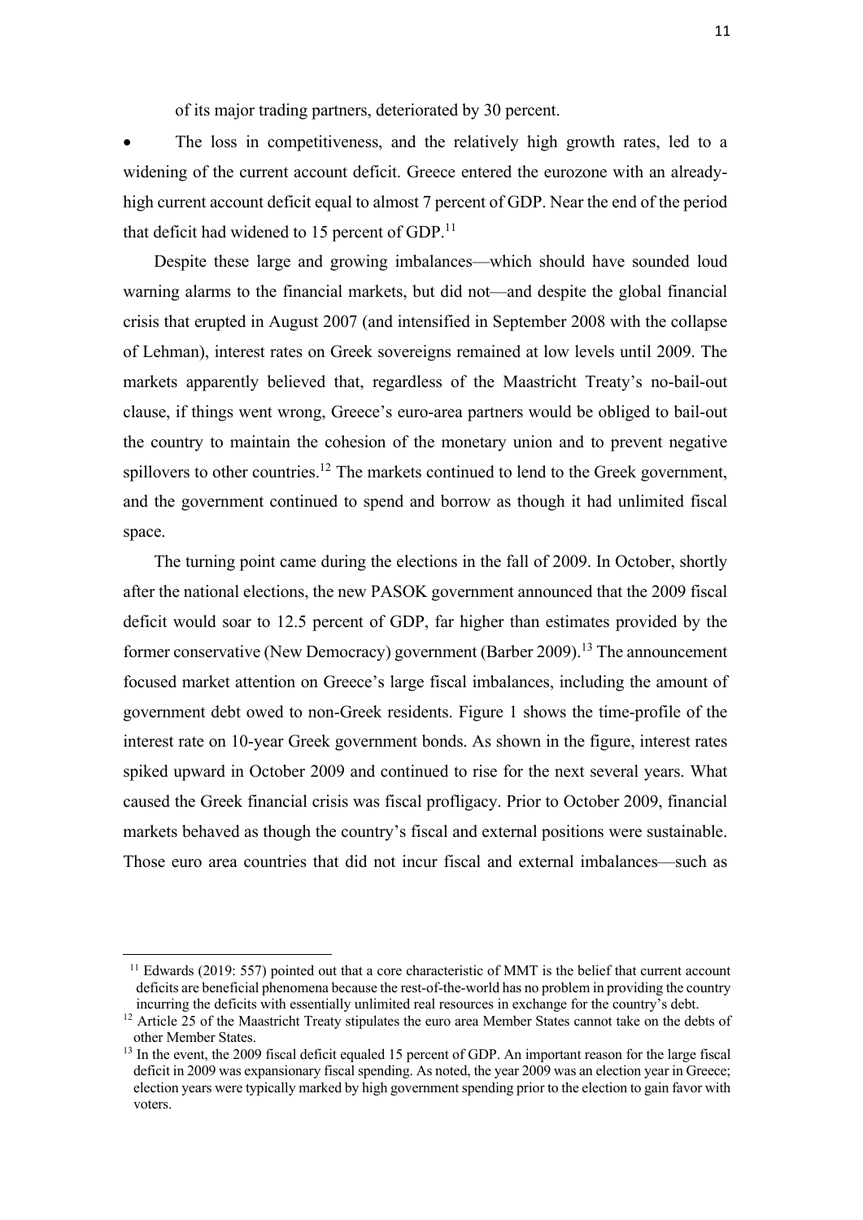of its major trading partners, deteriorated by 30 percent.

- The loss in competitiveness, and the relatively high growth rates, led to a widening of the current account deficit. Greece entered the eurozone with an already-high current account deficit equal to almost 7 percent of GDP. Near the end of the period that deficit had widened to 15 percent of GDP.[11]

Despite these large and growing imbalances—which should have sounded loud warning alarms to the financial markets, but did not—and despite the global financial crisis that erupted in August 2007 (and intensified in September 2008 with the collapse of Lehman), interest rates on Greek sovereigns remained at low levels until 2009. The markets apparently believed that, regardless of the Maastricht Treaty's no-bail-out clause, if things went wrong, Greece's euro-area partners would be obliged to bail-out the country to maintain the cohesion of the monetary union and to prevent negative spillovers to other countries.[12] The markets continued to lend to the Greek government, and the government continued to spend and borrow as though it had unlimited fiscal space.

The turning point came during the elections in the fall of 2009. In October, shortly after the national elections, the new PASOK government announced that the 2009 fiscal deficit would soar to 12.5 percent of GDP, far higher than estimates provided by the former conservative (New Democracy) government (Barber 2009).[13] The announcement focused market attention on Greece's large fiscal imbalances, including the amount of government debt owed to non-Greek residents. Figure 1 shows the time-profile of the interest rate on 10-year Greek government bonds. As shown in the figure, interest rates spiked upward in October 2009 and continued to rise for the next several years. What caused the Greek financial crisis was fiscal profligacy. Prior to October 2009, financial markets behaved as though the country's fiscal and external positions were sustainable. Those euro area countries that did not incur fiscal and external imbalances—such as

[11] Edwards (2019: 557) pointed out that a core characteristic of MMT is the belief that current account deficits are beneficial phenomena because the rest-of-the-world has no problem in providing the country incurring the deficits with essentially unlimited real resources in exchange for the country's debt.

[12] Article 25 of the Maastricht Treaty stipulates the euro area Member States cannot take on the debts of other Member States.

[13] In the event, the 2009 fiscal deficit equaled 15 percent of GDP. An important reason for the large fiscal deficit in 2009 was expansionary fiscal spending. As noted, the year 2009 was an election year in Greece; election years were typically marked by high government spending prior to the election to gain favor with voters.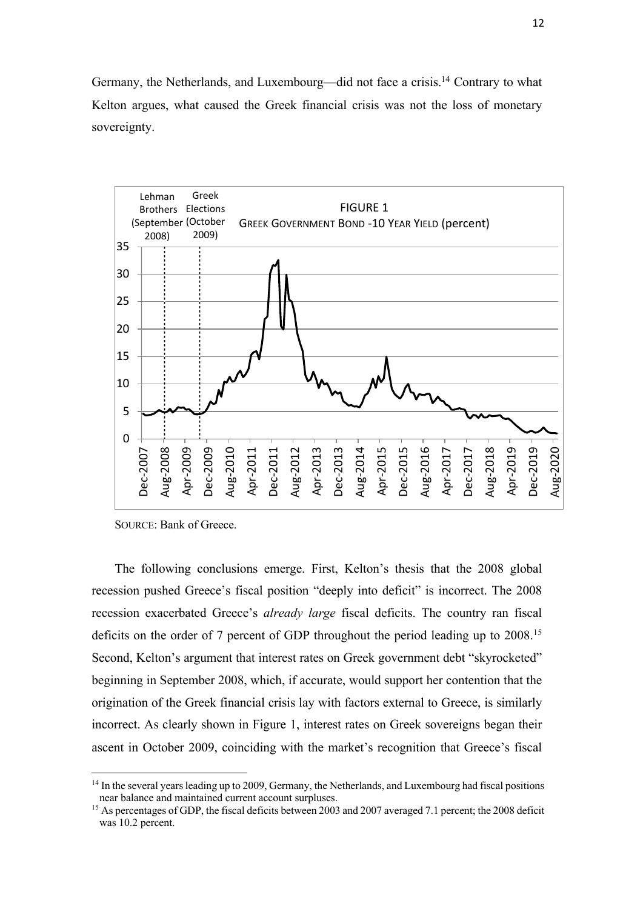Germany, the Netherlands, and Luxembourg—did not face a crisis.[14] Contrary to what Kelton argues, what caused the Greek financial crisis was not the loss of monetary sovereignty.

FIGURE 1
GREEK GOVERNMENT BOND -10 YEAR YIELD (percent)

SOURCE: Bank of Greece.

The following conclusions emerge. First, Kelton's thesis that the 2008 global recession pushed Greece's fiscal position "deeply into deficit" is incorrect. The 2008 recession exacerbated Greece's *already large* fiscal deficits. The country ran fiscal deficits on the order of 7 percent of GDP throughout the period leading up to 2008.[15] Second, Kelton's argument that interest rates on Greek government debt "skyrocketed" beginning in September 2008, which, if accurate, would support her contention that the origination of the Greek financial crisis lay with factors external to Greece, is similarly incorrect. As clearly shown in Figure 1, interest rates on Greek sovereigns began their ascent in October 2009, coinciding with the market's recognition that Greece's fiscal

[14] In the several years leading up to 2009, Germany, the Netherlands, and Luxembourg had fiscal positions near balance and maintained current account surpluses.

[15] As percentages of GDP, the fiscal deficits between 2003 and 2007 averaged 7.1 percent; the 2008 deficit was 10.2 percent.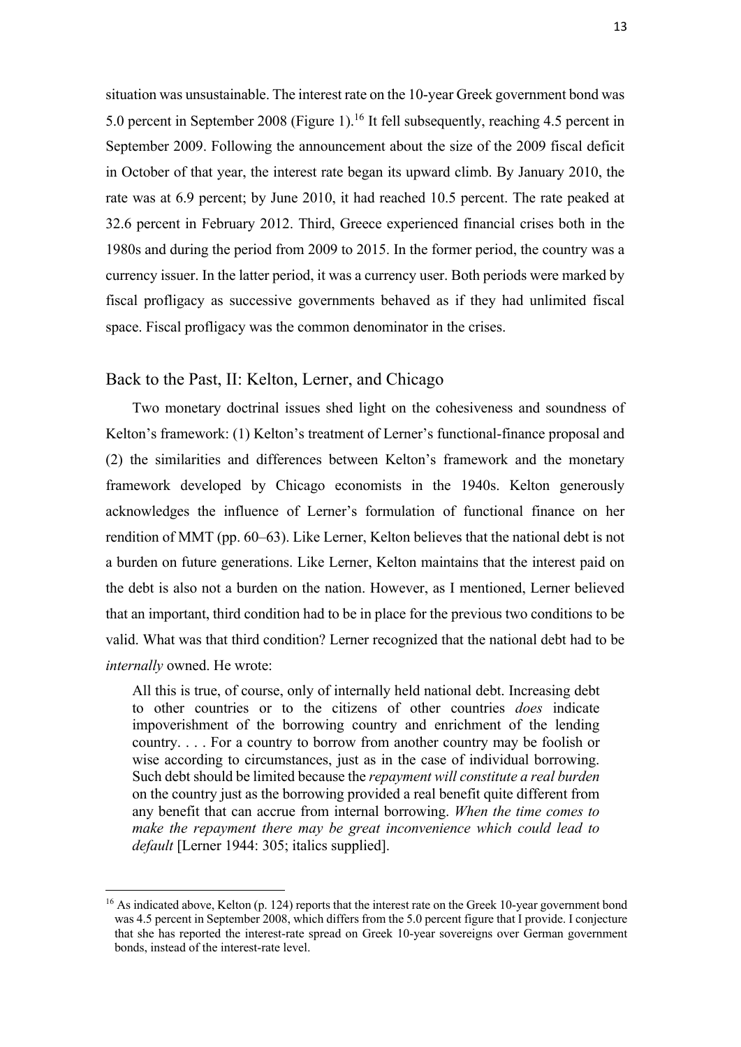situation was unsustainable. The interest rate on the 10-year Greek government bond was 5.0 percent in September 2008 (Figure 1).[16] It fell subsequently, reaching 4.5 percent in September 2009. Following the announcement about the size of the 2009 fiscal deficit in October of that year, the interest rate began its upward climb. By January 2010, the rate was at 6.9 percent; by June 2010, it had reached 10.5 percent. The rate peaked at 32.6 percent in February 2012. Third, Greece experienced financial crises both in the 1980s and during the period from 2009 to 2015. In the former period, the country was a currency issuer. In the latter period, it was a currency user. Both periods were marked by fiscal profligacy as successive governments behaved as if they had unlimited fiscal space. Fiscal profligacy was the common denominator in the crises.

## Back to the Past, II: Kelton, Lerner, and Chicago

Two monetary doctrinal issues shed light on the cohesiveness and soundness of Kelton's framework: (1) Kelton's treatment of Lerner's functional-finance proposal and (2) the similarities and differences between Kelton's framework and the monetary framework developed by Chicago economists in the 1940s. Kelton generously acknowledges the influence of Lerner's formulation of functional finance on her rendition of MMT (pp. 60–63). Like Lerner, Kelton believes that the national debt is not a burden on future generations. Like Lerner, Kelton maintains that the interest paid on the debt is also not a burden on the nation. However, as I mentioned, Lerner believed that an important, third condition had to be in place for the previous two conditions to be valid. What was that third condition? Lerner recognized that the national debt had to be *internally* owned. He wrote:

> All this is true, of course, only of internally held national debt. Increasing debt to other countries or to the citizens of other countries *does* indicate impoverishment of the borrowing country and enrichment of the lending country. . . . For a country to borrow from another country may be foolish or wise according to circumstances, just as in the case of individual borrowing. Such debt should be limited because the *repayment will constitute a real burden* on the country just as the borrowing provided a real benefit quite different from any benefit that can accrue from internal borrowing. *When the time comes to make the repayment there may be great inconvenience which could lead to default* [Lerner 1944: 305; italics supplied].

---

[16] As indicated above, Kelton (p. 124) reports that the interest rate on the Greek 10-year government bond was 4.5 percent in September 2008, which differs from the 5.0 percent figure that I provide. I conjecture that she has reported the interest-rate spread on Greek 10-year sovereigns over German government bonds, instead of the interest-rate level.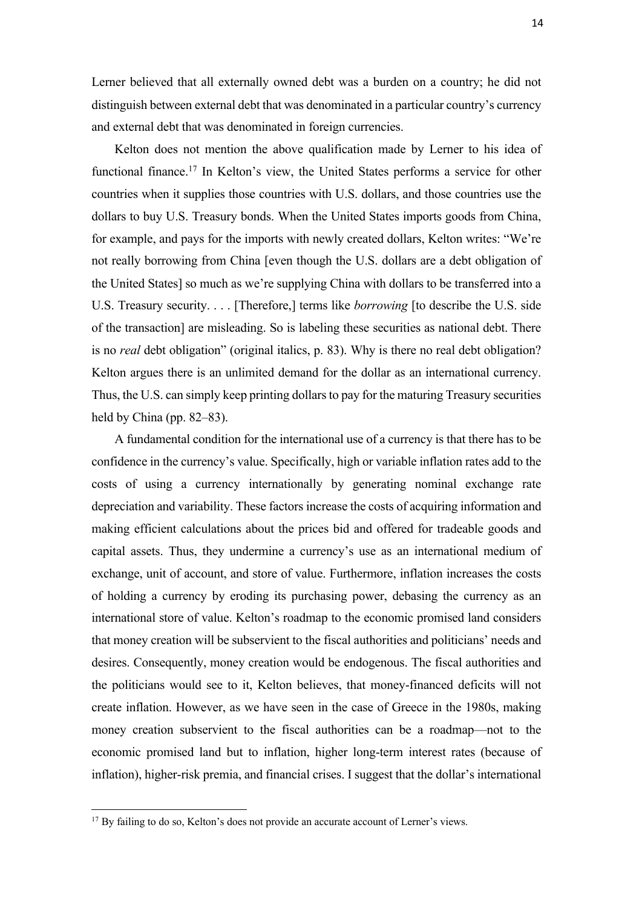Lerner believed that all externally owned debt was a burden on a country; he did not distinguish between external debt that was denominated in a particular country's currency and external debt that was denominated in foreign currencies.

Kelton does not mention the above qualification made by Lerner to his idea of functional finance.[17] In Kelton's view, the United States performs a service for other countries when it supplies those countries with U.S. dollars, and those countries use the dollars to buy U.S. Treasury bonds. When the United States imports goods from China, for example, and pays for the imports with newly created dollars, Kelton writes: "We're not really borrowing from China [even though the U.S. dollars are a debt obligation of the United States] so much as we're supplying China with dollars to be transferred into a U.S. Treasury security. . . . [Therefore,] terms like *borrowing* [to describe the U.S. side of the transaction] are misleading. So is labeling these securities as national debt. There is no *real* debt obligation" (original italics, p. 83). Why is there no real debt obligation? Kelton argues there is an unlimited demand for the dollar as an international currency. Thus, the U.S. can simply keep printing dollars to pay for the maturing Treasury securities held by China (pp. 82–83).

A fundamental condition for the international use of a currency is that there has to be confidence in the currency's value. Specifically, high or variable inflation rates add to the costs of using a currency internationally by generating nominal exchange rate depreciation and variability. These factors increase the costs of acquiring information and making efficient calculations about the prices bid and offered for tradeable goods and capital assets. Thus, they undermine a currency's use as an international medium of exchange, unit of account, and store of value. Furthermore, inflation increases the costs of holding a currency by eroding its purchasing power, debasing the currency as an international store of value. Kelton's roadmap to the economic promised land considers that money creation will be subservient to the fiscal authorities and politicians' needs and desires. Consequently, money creation would be endogenous. The fiscal authorities and the politicians would see to it, Kelton believes, that money-financed deficits will not create inflation. However, as we have seen in the case of Greece in the 1980s, making money creation subservient to the fiscal authorities can be a roadmap—not to the economic promised land but to inflation, higher long-term interest rates (because of inflation), higher-risk premia, and financial crises. I suggest that the dollar's international

[17] By failing to do so, Kelton's does not provide an accurate account of Lerner's views.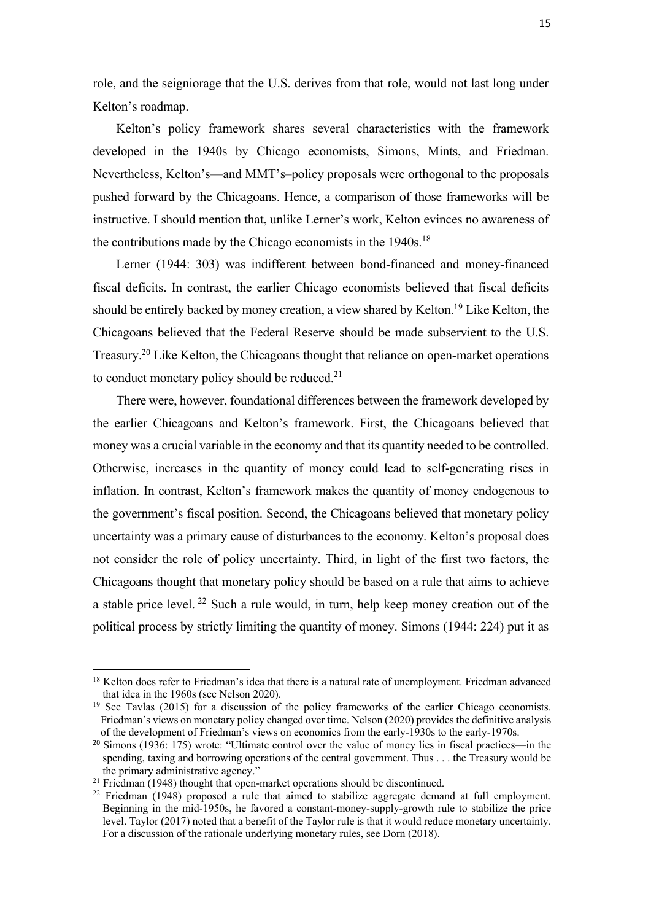role, and the seigniorage that the U.S. derives from that role, would not last long under Kelton's roadmap.

Kelton's policy framework shares several characteristics with the framework developed in the 1940s by Chicago economists, Simons, Mints, and Friedman. Nevertheless, Kelton's—and MMT's–policy proposals were orthogonal to the proposals pushed forward by the Chicagoans. Hence, a comparison of those frameworks will be instructive. I should mention that, unlike Lerner's work, Kelton evinces no awareness of the contributions made by the Chicago economists in the 1940s.[18]

Lerner (1944: 303) was indifferent between bond-financed and money-financed fiscal deficits. In contrast, the earlier Chicago economists believed that fiscal deficits should be entirely backed by money creation, a view shared by Kelton.[19] Like Kelton, the Chicagoans believed that the Federal Reserve should be made subservient to the U.S. Treasury.[20] Like Kelton, the Chicagoans thought that reliance on open-market operations to conduct monetary policy should be reduced.[21]

There were, however, foundational differences between the framework developed by the earlier Chicagoans and Kelton's framework. First, the Chicagoans believed that money was a crucial variable in the economy and that its quantity needed to be controlled. Otherwise, increases in the quantity of money could lead to self-generating rises in inflation. In contrast, Kelton's framework makes the quantity of money endogenous to the government's fiscal position. Second, the Chicagoans believed that monetary policy uncertainty was a primary cause of disturbances to the economy. Kelton's proposal does not consider the role of policy uncertainty. Third, in light of the first two factors, the Chicagoans thought that monetary policy should be based on a rule that aims to achieve a stable price level.[22] Such a rule would, in turn, help keep money creation out of the political process by strictly limiting the quantity of money. Simons (1944: 224) put it as

---

[18] Kelton does refer to Friedman's idea that there is a natural rate of unemployment. Friedman advanced that idea in the 1960s (see Nelson 2020).

[19] See Tavlas (2015) for a discussion of the policy frameworks of the earlier Chicago economists. Friedman's views on monetary policy changed over time. Nelson (2020) provides the definitive analysis of the development of Friedman's views on economics from the early-1930s to the early-1970s.

[20] Simons (1936: 175) wrote: "Ultimate control over the value of money lies in fiscal practices—in the spending, taxing and borrowing operations of the central government. Thus . . . the Treasury would be the primary administrative agency."

[21] Friedman (1948) thought that open-market operations should be discontinued.

[22] Friedman (1948) proposed a rule that aimed to stabilize aggregate demand at full employment. Beginning in the mid-1950s, he favored a constant-money-supply-growth rule to stabilize the price level. Taylor (2017) noted that a benefit of the Taylor rule is that it would reduce monetary uncertainty. For a discussion of the rationale underlying monetary rules, see Dorn (2018).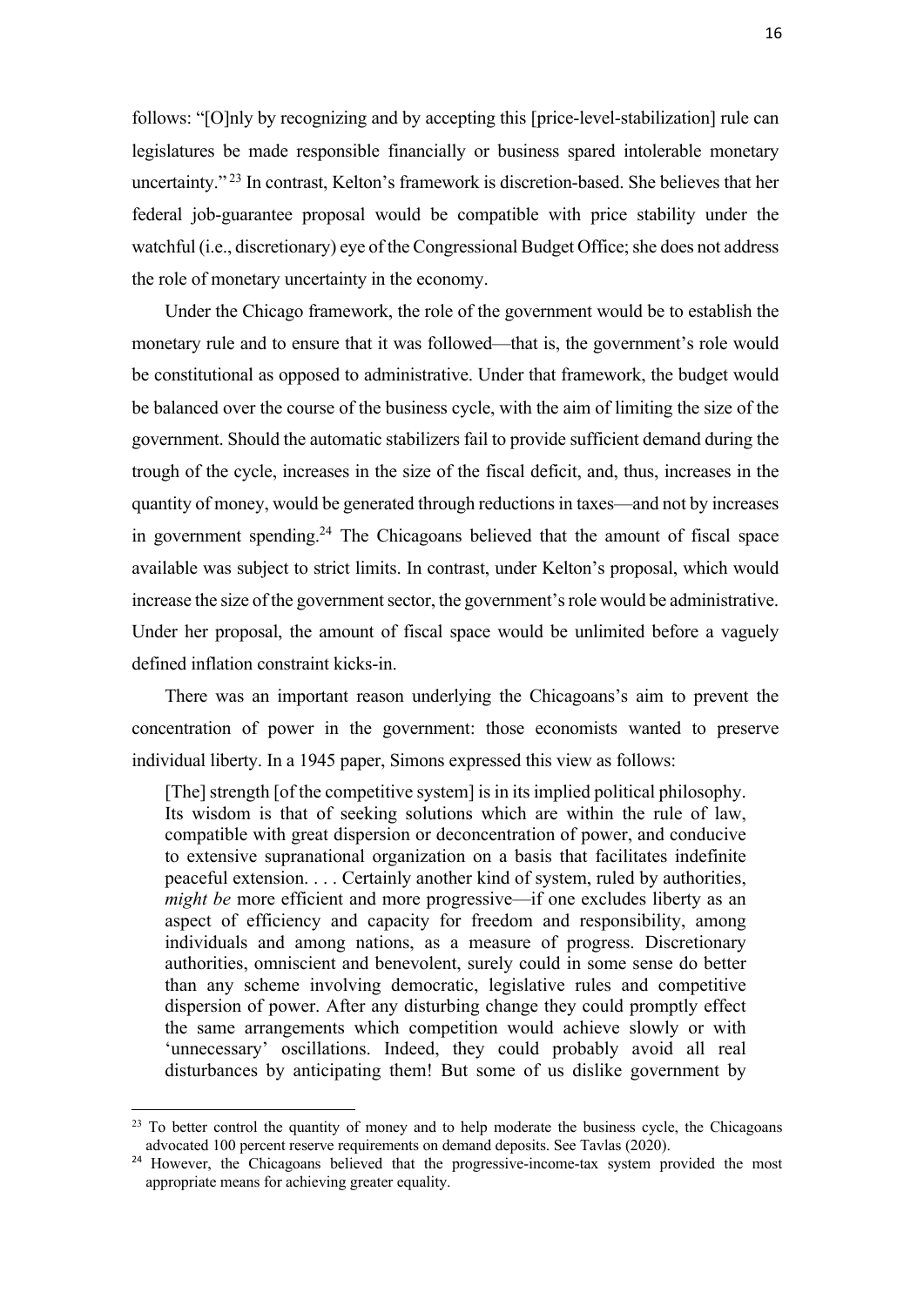follows: "[O]nly by recognizing and by accepting this [price-level-stabilization] rule can legislatures be made responsible financially or business spared intolerable monetary uncertainty."[23] In contrast, Kelton's framework is discretion-based. She believes that her federal job-guarantee proposal would be compatible with price stability under the watchful (i.e., discretionary) eye of the Congressional Budget Office; she does not address the role of monetary uncertainty in the economy.

Under the Chicago framework, the role of the government would be to establish the monetary rule and to ensure that it was followed—that is, the government's role would be constitutional as opposed to administrative. Under that framework, the budget would be balanced over the course of the business cycle, with the aim of limiting the size of the government. Should the automatic stabilizers fail to provide sufficient demand during the trough of the cycle, increases in the size of the fiscal deficit, and, thus, increases in the quantity of money, would be generated through reductions in taxes—and not by increases in government spending.[24] The Chicagoans believed that the amount of fiscal space available was subject to strict limits. In contrast, under Kelton's proposal, which would increase the size of the government sector, the government's role would be administrative. Under her proposal, the amount of fiscal space would be unlimited before a vaguely defined inflation constraint kicks-in.

There was an important reason underlying the Chicagoans's aim to prevent the concentration of power in the government: those economists wanted to preserve individual liberty. In a 1945 paper, Simons expressed this view as follows:

> [The] strength [of the competitive system] is in its implied political philosophy. Its wisdom is that of seeking solutions which are within the rule of law, compatible with great dispersion or deconcentration of power, and conducive to extensive supranational organization on a basis that facilitates indefinite peaceful extension. . . . Certainly another kind of system, ruled by authorities, *might be* more efficient and more progressive—if one excludes liberty as an aspect of efficiency and capacity for freedom and responsibility, among individuals and among nations, as a measure of progress. Discretionary authorities, omniscient and benevolent, surely could in some sense do better than any scheme involving democratic, legislative rules and competitive dispersion of power. After any disturbing change they could promptly effect the same arrangements which competition would achieve slowly or with 'unnecessary' oscillations. Indeed, they could probably avoid all real disturbances by anticipating them! But some of us dislike government by

[23] To better control the quantity of money and to help moderate the business cycle, the Chicagoans advocated 100 percent reserve requirements on demand deposits. See Tavlas (2020).

[24] However, the Chicagoans believed that the progressive-income-tax system provided the most appropriate means for achieving greater equality.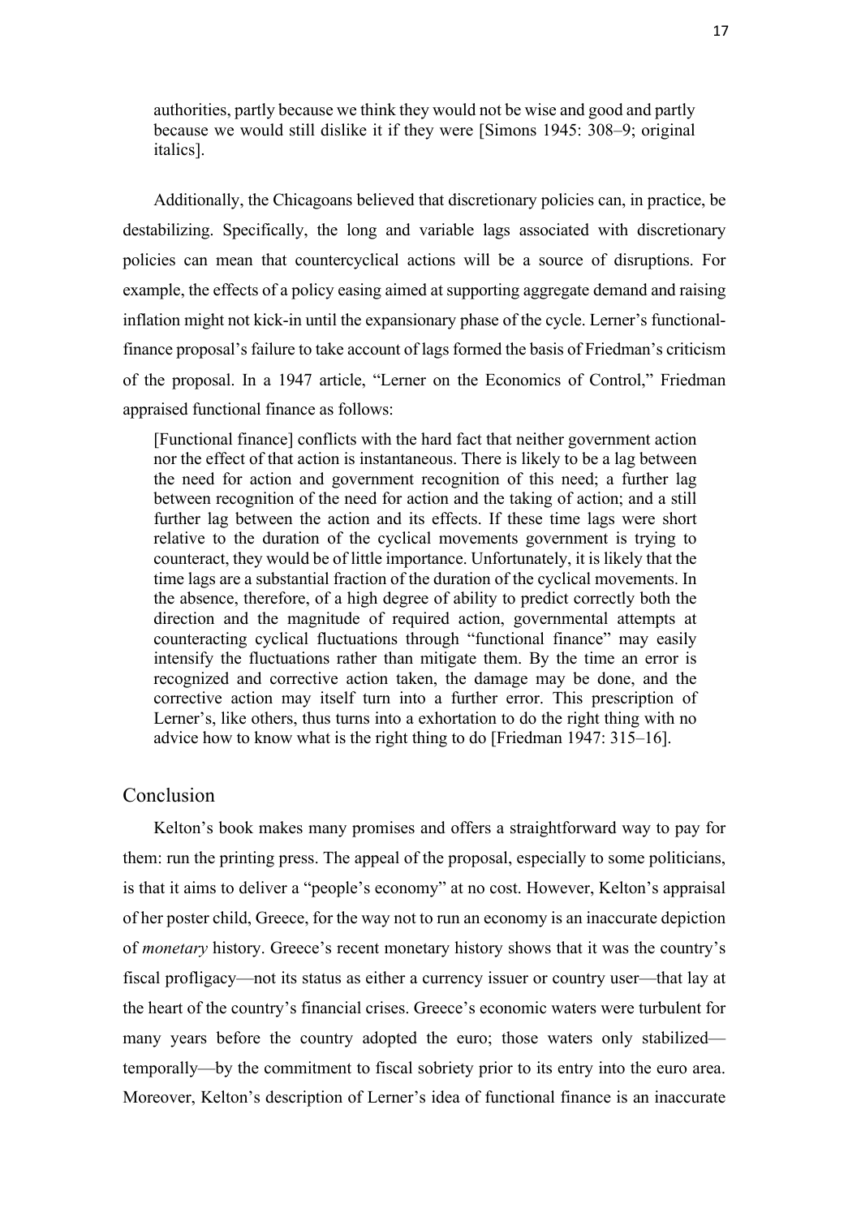> authorities, partly because we think they would not be wise and good and partly because we would still dislike it if they were [Simons 1945: 308–9; original italics].

Additionally, the Chicagoans believed that discretionary policies can, in practice, be destabilizing. Specifically, the long and variable lags associated with discretionary policies can mean that countercyclical actions will be a source of disruptions. For example, the effects of a policy easing aimed at supporting aggregate demand and raising inflation might not kick-in until the expansionary phase of the cycle. Lerner's functional-finance proposal's failure to take account of lags formed the basis of Friedman's criticism of the proposal. In a 1947 article, "Lerner on the Economics of Control," Friedman appraised functional finance as follows:

> [Functional finance] conflicts with the hard fact that neither government action nor the effect of that action is instantaneous. There is likely to be a lag between the need for action and government recognition of this need; a further lag between recognition of the need for action and the taking of action; and a still further lag between the action and its effects. If these time lags were short relative to the duration of the cyclical movements government is trying to counteract, they would be of little importance. Unfortunately, it is likely that the time lags are a substantial fraction of the duration of the cyclical movements. In the absence, therefore, of a high degree of ability to predict correctly both the direction and the magnitude of required action, governmental attempts at counteracting cyclical fluctuations through "functional finance" may easily intensify the fluctuations rather than mitigate them. By the time an error is recognized and corrective action taken, the damage may be done, and the corrective action may itself turn into a further error. This prescription of Lerner's, like others, thus turns into a exhortation to do the right thing with no advice how to know what is the right thing to do [Friedman 1947: 315–16].

## Conclusion

Kelton's book makes many promises and offers a straightforward way to pay for them: run the printing press. The appeal of the proposal, especially to some politicians, is that it aims to deliver a "people's economy" at no cost. However, Kelton's appraisal of her poster child, Greece, for the way not to run an economy is an inaccurate depiction of *monetary* history. Greece's recent monetary history shows that it was the country's fiscal profligacy—not its status as either a currency issuer or country user—that lay at the heart of the country's financial crises. Greece's economic waters were turbulent for many years before the country adopted the euro; those waters only stabilized—temporally—by the commitment to fiscal sobriety prior to its entry into the euro area. Moreover, Kelton's description of Lerner's idea of functional finance is an inaccurate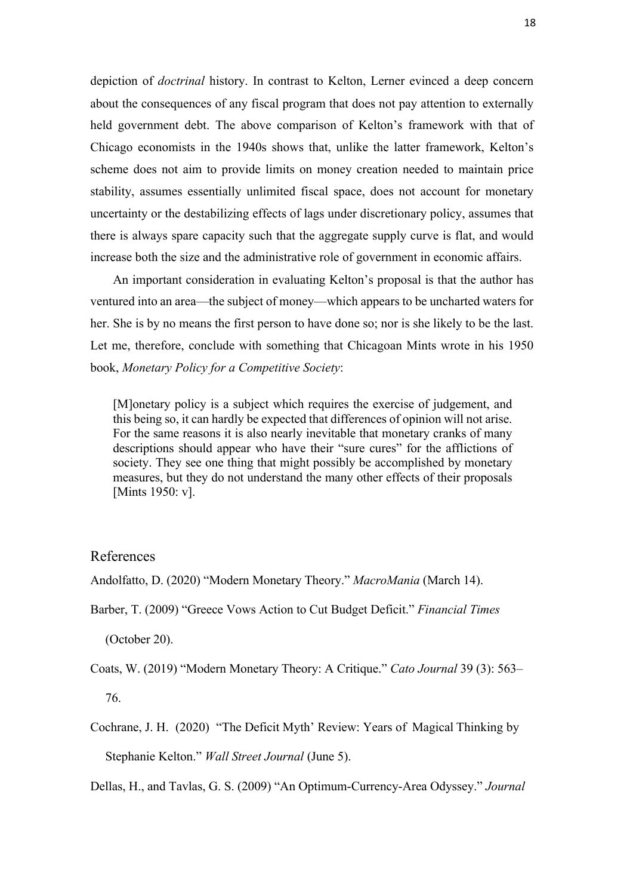depiction of *doctrinal* history. In contrast to Kelton, Lerner evinced a deep concern about the consequences of any fiscal program that does not pay attention to externally held government debt. The above comparison of Kelton's framework with that of Chicago economists in the 1940s shows that, unlike the latter framework, Kelton's scheme does not aim to provide limits on money creation needed to maintain price stability, assumes essentially unlimited fiscal space, does not account for monetary uncertainty or the destabilizing effects of lags under discretionary policy, assumes that there is always spare capacity such that the aggregate supply curve is flat, and would increase both the size and the administrative role of government in economic affairs.

An important consideration in evaluating Kelton's proposal is that the author has ventured into an area—the subject of money—which appears to be uncharted waters for her. She is by no means the first person to have done so; nor is she likely to be the last. Let me, therefore, conclude with something that Chicagoan Mints wrote in his 1950 book, *Monetary Policy for a Competitive Society*:

> [M]onetary policy is a subject which requires the exercise of judgement, and this being so, it can hardly be expected that differences of opinion will not arise. For the same reasons it is also nearly inevitable that monetary cranks of many descriptions should appear who have their "sure cures" for the afflictions of society. They see one thing that might possibly be accomplished by monetary measures, but they do not understand the many other effects of their proposals [Mints 1950: v].

## References

Andolfatto, D. (2020) "Modern Monetary Theory." *MacroMania* (March 14).

Barber, T. (2009) "Greece Vows Action to Cut Budget Deficit." *Financial Times* (October 20).

Coats, W. (2019) "Modern Monetary Theory: A Critique." *Cato Journal* 39 (3): 563–76.

Cochrane, J. H. (2020) "The Deficit Myth' Review: Years of Magical Thinking by Stephanie Kelton." *Wall Street Journal* (June 5).

Dellas, H., and Tavlas, G. S. (2009) "An Optimum-Currency-Area Odyssey." *Journal*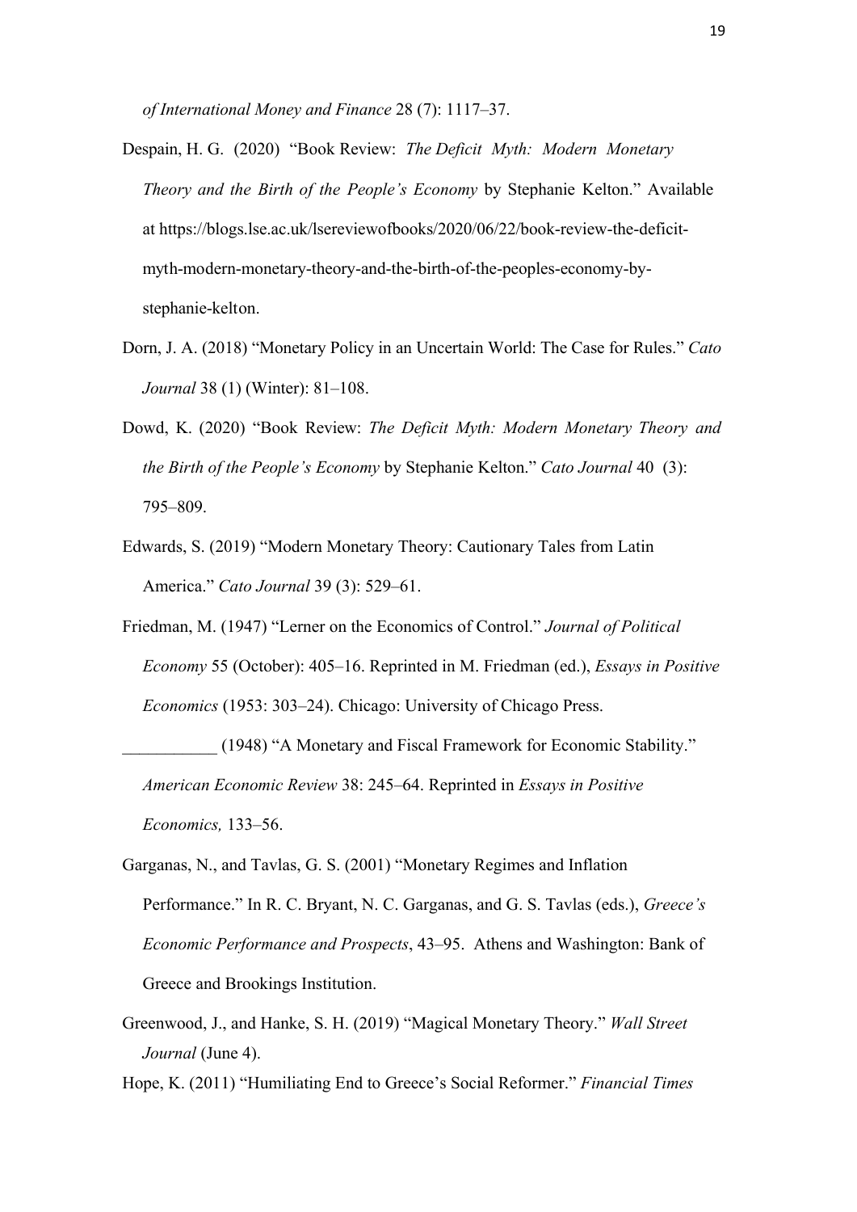*of International Money and Finance* 28 (7): 1117–37.

Despain, H. G. (2020) "Book Review: *The Deficit Myth: Modern Monetary Theory and the Birth of the People's Economy* by Stephanie Kelton." Available at https://blogs.lse.ac.uk/lsereviewofbooks/2020/06/22/book-review-the-deficit-myth-modern-monetary-theory-and-the-birth-of-the-peoples-economy-by-stephanie-kelton.

Dorn, J. A. (2018) "Monetary Policy in an Uncertain World: The Case for Rules." *Cato Journal* 38 (1) (Winter): 81–108.

Dowd, K. (2020) "Book Review: *The Deficit Myth: Modern Monetary Theory and the Birth of the People's Economy* by Stephanie Kelton." *Cato Journal* 40 (3): 795–809.

Edwards, S. (2019) "Modern Monetary Theory: Cautionary Tales from Latin America." *Cato Journal* 39 (3): 529–61.

Friedman, M. (1947) "Lerner on the Economics of Control." *Journal of Political Economy* 55 (October): 405–16. Reprinted in M. Friedman (ed.), *Essays in Positive Economics* (1953: 303–24). Chicago: University of Chicago Press.

___________ (1948) "A Monetary and Fiscal Framework for Economic Stability." *American Economic Review* 38: 245–64. Reprinted in *Essays in Positive Economics,* 133–56.

Garganas, N., and Tavlas, G. S. (2001) "Monetary Regimes and Inflation Performance." In R. C. Bryant, N. C. Garganas, and G. S. Tavlas (eds.), *Greece's Economic Performance and Prospects*, 43–95. Athens and Washington: Bank of Greece and Brookings Institution.

Greenwood, J., and Hanke, S. H. (2019) "Magical Monetary Theory." *Wall Street Journal* (June 4).

Hope, K. (2011) "Humiliating End to Greece's Social Reformer." *Financial Times*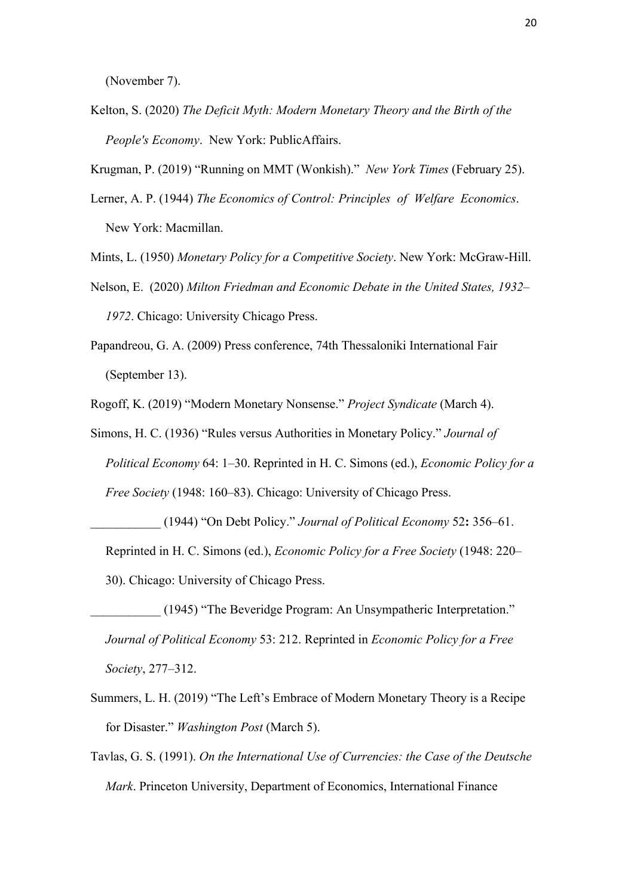(November 7).

Kelton, S. (2020) *The Deficit Myth: Modern Monetary Theory and the Birth of the People's Economy*. New York: PublicAffairs.

Krugman, P. (2019) "Running on MMT (Wonkish)." *New York Times* (February 25).

Lerner, A. P. (1944) *The Economics of Control: Principles of Welfare Economics*. New York: Macmillan.

Mints, L. (1950) *Monetary Policy for a Competitive Society*. New York: McGraw-Hill.

Nelson, E. (2020) *Milton Friedman and Economic Debate in the United States, 1932–1972*. Chicago: University Chicago Press.

Papandreou, G. A. (2009) Press conference, 74th Thessaloniki International Fair (September 13).

Rogoff, K. (2019) "Modern Monetary Nonsense." *Project Syndicate* (March 4).

Simons, H. C. (1936) "Rules versus Authorities in Monetary Policy." *Journal of Political Economy* 64: 1–30. Reprinted in H. C. Simons (ed.), *Economic Policy for a Free Society* (1948: 160–83). Chicago: University of Chicago Press.

___________ (1944) "On Debt Policy." *Journal of Political Economy* 52**:** 356–61. Reprinted in H. C. Simons (ed.), *Economic Policy for a Free Society* (1948: 220–30). Chicago: University of Chicago Press.

___________ (1945) "The Beveridge Program: An Unsympatheric Interpretation." *Journal of Political Economy* 53: 212. Reprinted in *Economic Policy for a Free Society*, 277–312.

Summers, L. H. (2019) "The Left's Embrace of Modern Monetary Theory is a Recipe for Disaster." *Washington Post* (March 5).

Tavlas, G. S. (1991). *On the International Use of Currencies: the Case of the Deutsche Mark*. Princeton University, Department of Economics, International Finance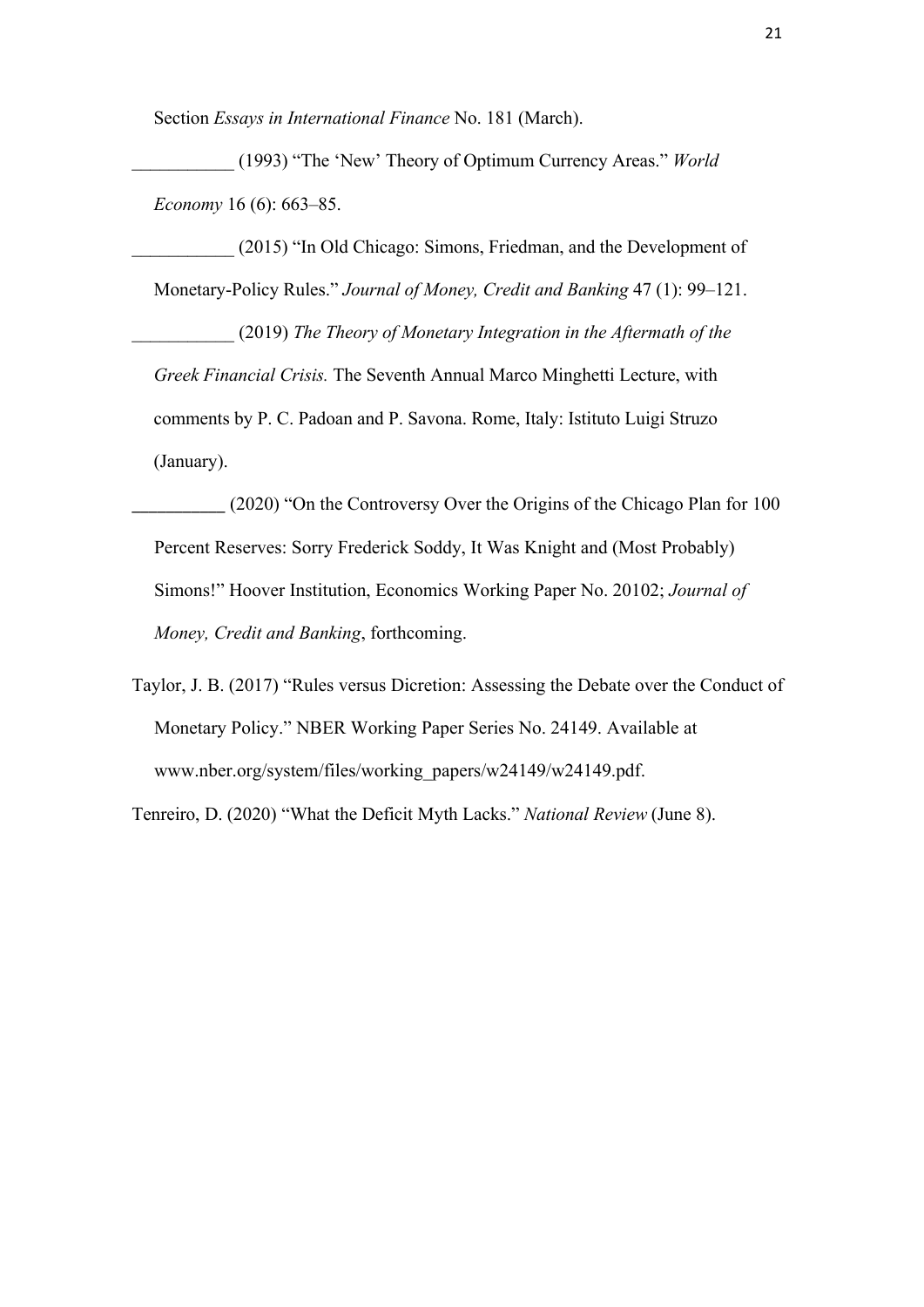Section *Essays in International Finance* No. 181 (March).

___________ (1993) "The 'New' Theory of Optimum Currency Areas." *World Economy* 16 (6): 663–85.

___________ (2015) "In Old Chicago: Simons, Friedman, and the Development of Monetary-Policy Rules." *Journal of Money, Credit and Banking* 47 (1): 99–121.

___________ (2019) *The Theory of Monetary Integration in the Aftermath of the Greek Financial Crisis.* The Seventh Annual Marco Minghetti Lecture, with comments by P. C. Padoan and P. Savona. Rome, Italy: Istituto Luigi Struzo (January).

__________ (2020) "On the Controversy Over the Origins of the Chicago Plan for 100 Percent Reserves: Sorry Frederick Soddy, It Was Knight and (Most Probably) Simons!" Hoover Institution, Economics Working Paper No. 20102; *Journal of Money, Credit and Banking*, forthcoming.

Taylor, J. B. (2017) "Rules versus Dicretion: Assessing the Debate over the Conduct of Monetary Policy." NBER Working Paper Series No. 24149. Available at www.nber.org/system/files/working_papers/w24149/w24149.pdf.

Tenreiro, D. (2020) "What the Deficit Myth Lacks." *National Review* (June 8).